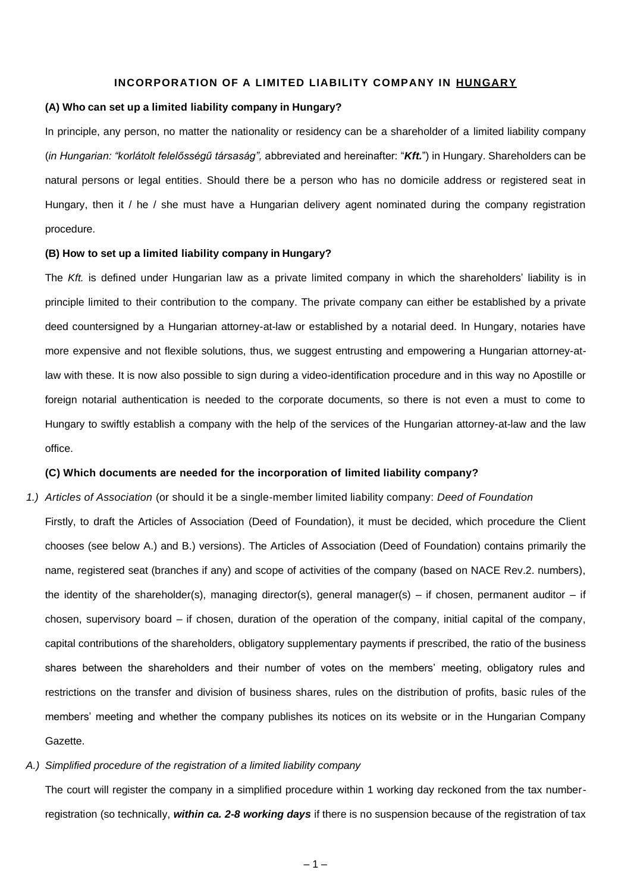# INCORPORATION OF A LIMITED LIABILITY COMPANY IN <u>HUNGARY</u>

**(A) Who can set up a limited liability company in Hungary?**

In principle, any person, no matter the nationality or residency can be a shareholder of a limited liability company (*in Hungarian: "korlátolt felelősségű társaság",* abbreviated and hereinafter: "***Kft.***") in Hungary. Shareholders can be natural persons or legal entities. Should there be a person who has no domicile address or registered seat in Hungary, then it / he / she must have a Hungarian delivery agent nominated during the company registration procedure.

**(B) How to set up a limited liability company in Hungary?**

The *Kft.* is defined under Hungarian law as a private limited company in which the shareholders' liability is in principle limited to their contribution to the company. The private company can either be established by a private deed countersigned by a Hungarian attorney-at-law or established by a notarial deed. In Hungary, notaries have more expensive and not flexible solutions, thus, we suggest entrusting and empowering a Hungarian attorney-at-law with these. It is now also possible to sign during a video-identification procedure and in this way no Apostille or foreign notarial authentication is needed to the corporate documents, so there is not even a must to come to Hungary to swiftly establish a company with the help of the services of the Hungarian attorney-at-law and the law office.

**(C) Which documents are needed for the incorporation of limited liability company?**

*1.) Articles of Association* (or should it be a single-member limited liability company: *Deed of Foundation*

Firstly, to draft the Articles of Association (Deed of Foundation), it must be decided, which procedure the Client chooses (see below A.) and B.) versions). The Articles of Association (Deed of Foundation) contains primarily the name, registered seat (branches if any) and scope of activities of the company (based on NACE Rev.2. numbers), the identity of the shareholder(s), managing director(s), general manager(s) – if chosen, permanent auditor – if chosen, supervisory board – if chosen, duration of the operation of the company, initial capital of the company, capital contributions of the shareholders, obligatory supplementary payments if prescribed, the ratio of the business shares between the shareholders and their number of votes on the members' meeting, obligatory rules and restrictions on the transfer and division of business shares, rules on the distribution of profits, basic rules of the members' meeting and whether the company publishes its notices on its website or in the Hungarian Company Gazette.

*A.) Simplified procedure of the registration of a limited liability company*

The court will register the company in a simplified procedure within 1 working day reckoned from the tax number-registration (so technically, ***within ca. 2-8 working days*** if there is no suspension because of the registration of tax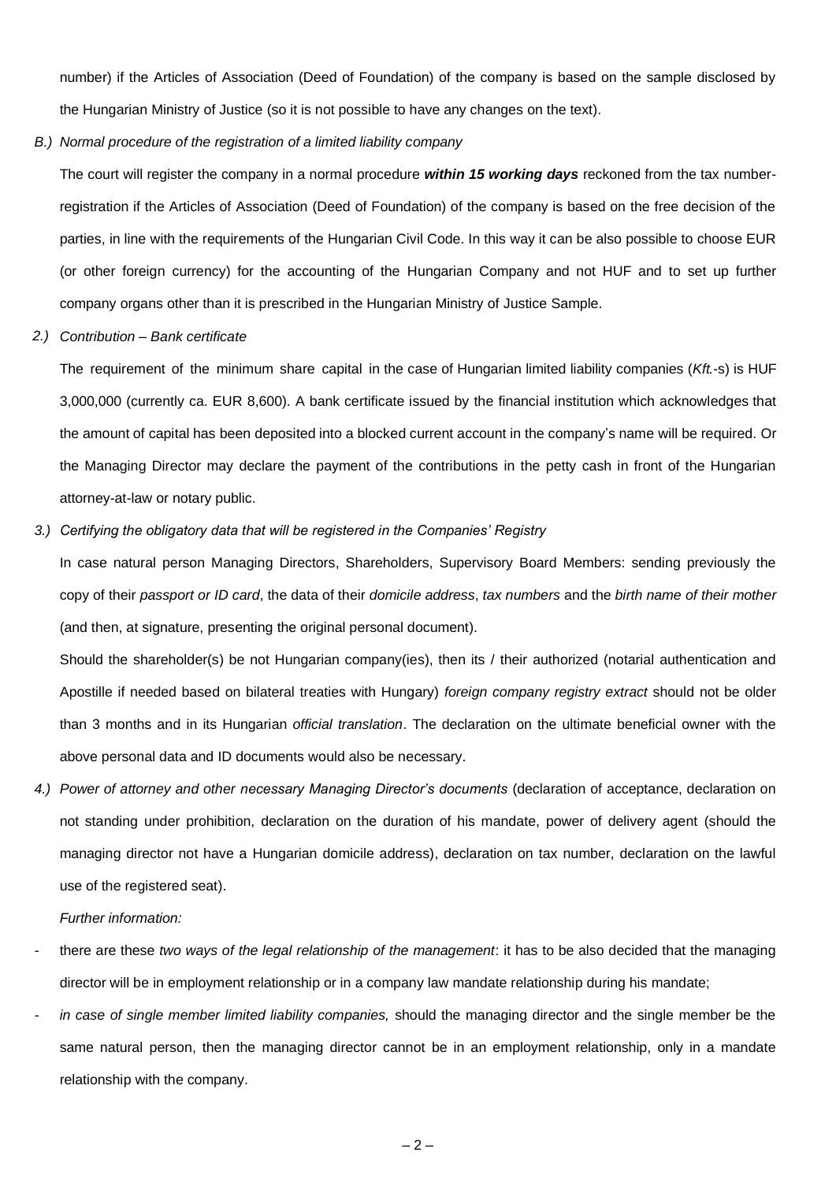number) if the Articles of Association (Deed of Foundation) of the company is based on the sample disclosed by the Hungarian Ministry of Justice (so it is not possible to have any changes on the text).

*B.) Normal procedure of the registration of a limited liability company*

The court will register the company in a normal procedure ***within 15 working days*** reckoned from the tax number-registration if the Articles of Association (Deed of Foundation) of the company is based on the free decision of the parties, in line with the requirements of the Hungarian Civil Code. In this way it can be also possible to choose EUR (or other foreign currency) for the accounting of the Hungarian Company and not HUF and to set up further company organs other than it is prescribed in the Hungarian Ministry of Justice Sample.

*2.) Contribution – Bank certificate*

The requirement of the minimum share capital in the case of Hungarian limited liability companies (*Kft.*-s) is HUF 3,000,000 (currently ca. EUR 8,600). A bank certificate issued by the financial institution which acknowledges that the amount of capital has been deposited into a blocked current account in the company's name will be required. Or the Managing Director may declare the payment of the contributions in the petty cash in front of the Hungarian attorney-at-law or notary public.

*3.) Certifying the obligatory data that will be registered in the Companies' Registry*

In case natural person Managing Directors, Shareholders, Supervisory Board Members: sending previously the copy of their *passport or ID card*, the data of their *domicile address*, *tax numbers* and the *birth name of their mother* (and then, at signature, presenting the original personal document).

Should the shareholder(s) be not Hungarian company(ies), then its / their authorized (notarial authentication and Apostille if needed based on bilateral treaties with Hungary) *foreign company registry extract* should not be older than 3 months and in its Hungarian *official translation*. The declaration on the ultimate beneficial owner with the above personal data and ID documents would also be necessary.

*4.) Power of attorney and other necessary Managing Director's documents* (declaration of acceptance, declaration on not standing under prohibition, declaration on the duration of his mandate, power of delivery agent (should the managing director not have a Hungarian domicile address), declaration on tax number, declaration on the lawful use of the registered seat).

*Further information:*

- there are these *two ways of the legal relationship of the management*: it has to be also decided that the managing director will be in employment relationship or in a company law mandate relationship during his mandate;
- *in case of single member limited liability companies,* should the managing director and the single member be the same natural person, then the managing director cannot be in an employment relationship, only in a mandate relationship with the company.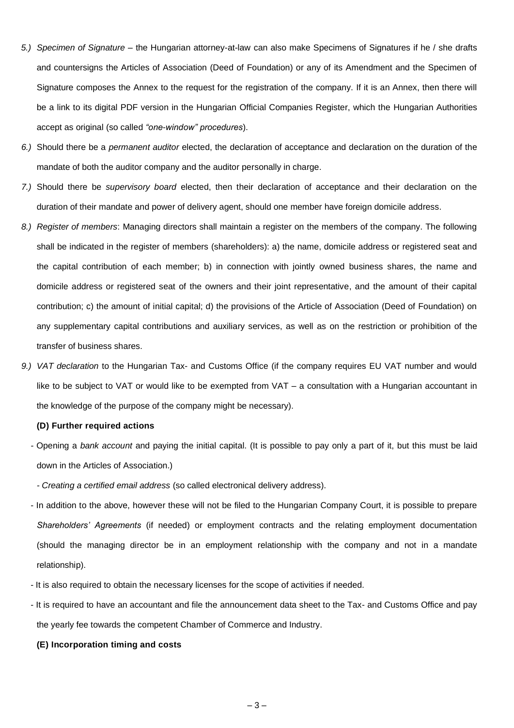5.) *Specimen of Signature* – the Hungarian attorney-at-law can also make Specimens of Signatures if he / she drafts and countersigns the Articles of Association (Deed of Foundation) or any of its Amendment and the Specimen of Signature composes the Annex to the request for the registration of the company. If it is an Annex, then there will be a link to its digital PDF version in the Hungarian Official Companies Register, which the Hungarian Authorities accept as original (so called *"one-window" procedures*).

6.) Should there be a *permanent auditor* elected, the declaration of acceptance and declaration on the duration of the mandate of both the auditor company and the auditor personally in charge.

7.) Should there be *supervisory board* elected, then their declaration of acceptance and their declaration on the duration of their mandate and power of delivery agent, should one member have foreign domicile address.

8.) *Register of members*: Managing directors shall maintain a register on the members of the company. The following shall be indicated in the register of members (shareholders): a) the name, domicile address or registered seat and the capital contribution of each member; b) in connection with jointly owned business shares, the name and domicile address or registered seat of the owners and their joint representative, and the amount of their capital contribution; c) the amount of initial capital; d) the provisions of the Article of Association (Deed of Foundation) on any supplementary capital contributions and auxiliary services, as well as on the restriction or prohibition of the transfer of business shares.

9.) *VAT declaration* to the Hungarian Tax- and Customs Office (if the company requires EU VAT number and would like to be subject to VAT or would like to be exempted from VAT – a consultation with a Hungarian accountant in the knowledge of the purpose of the company might be necessary).

**(D) Further required actions**

- Opening a *bank account* and paying the initial capital. (It is possible to pay only a part of it, but this must be laid down in the Articles of Association.)
- *Creating a certified email address* (so called electronical delivery address).
- In addition to the above, however these will not be filed to the Hungarian Company Court, it is possible to prepare *Shareholders' Agreements* (if needed) or employment contracts and the relating employment documentation (should the managing director be in an employment relationship with the company and not in a mandate relationship).
- It is also required to obtain the necessary licenses for the scope of activities if needed.
- It is required to have an accountant and file the announcement data sheet to the Tax- and Customs Office and pay the yearly fee towards the competent Chamber of Commerce and Industry.

**(E) Incorporation timing and costs**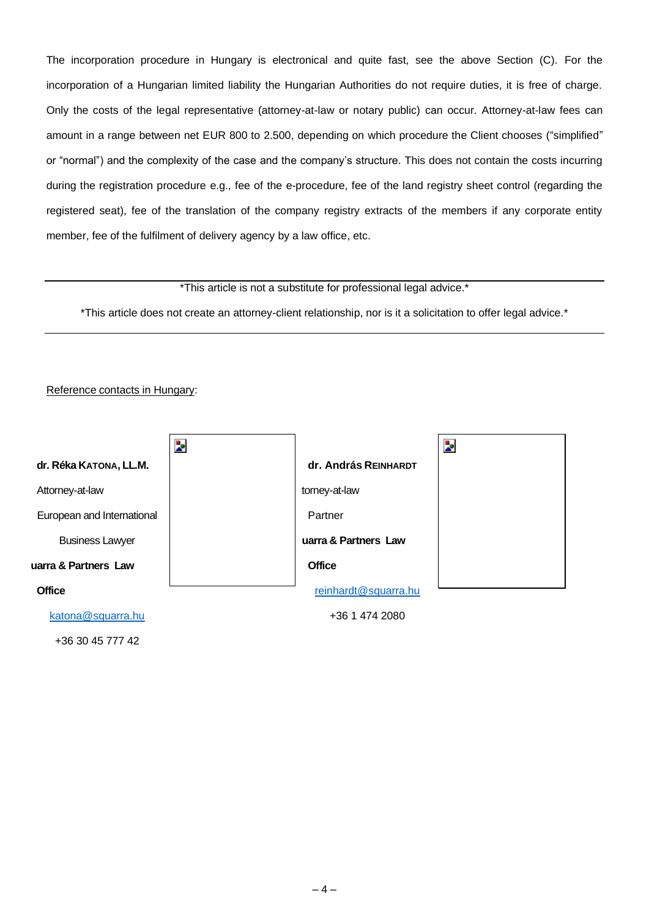The incorporation procedure in Hungary is electronical and quite fast, see the above Section (C). For the incorporation of a Hungarian limited liability the Hungarian Authorities do not require duties, it is free of charge. Only the costs of the legal representative (attorney-at-law or notary public) can occur. Attorney-at-law fees can amount in a range between net EUR 800 to 2.500, depending on which procedure the Client chooses ("simplified" or "normal") and the complexity of the case and the company's structure. This does not contain the costs incurring during the registration procedure e.g., fee of the e-procedure, fee of the land registry sheet control (regarding the registered seat), fee of the translation of the company registry extracts of the members if any corporate entity member, fee of the fulfilment of delivery agency by a law office, etc.

---

*This article is not a substitute for professional legal advice.*

*This article does not create an attorney-client relationship, nor is it a solicitation to offer legal advice.*

---

Reference contacts in Hungary:

**dr. Réka KATONA, LL.M.**
Attorney-at-law
European and International Business Lawyer
**uarra & Partners Law Office**
katona@squarra.hu
+36 30 45 777 42

**dr. András REINHARDT**
torney-at-law
Partner
**uarra & Partners Law Office**
reinhardt@squarra.hu
+36 1 474 2080